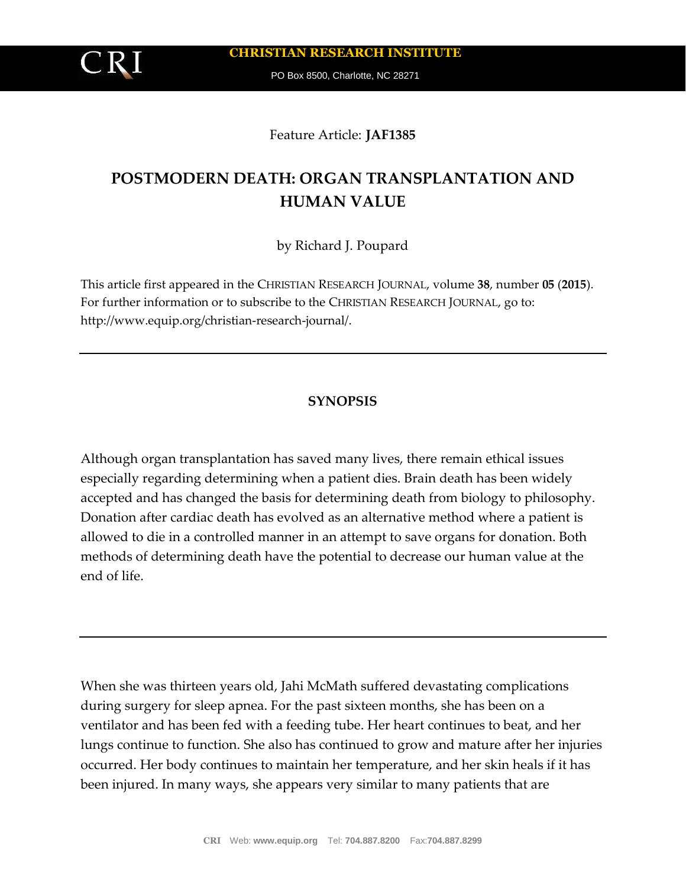Feature Article: **JAF1385**

# POSTMODERN DEATH: ORGAN TRANSPLANTATION AND HUMAN VALUE

by Richard J. Poupard

This article first appeared in the CHRISTIAN RESEARCH JOURNAL, volume **38**, number **05** (**2015**). For further information or to subscribe to the CHRISTIAN RESEARCH JOURNAL, go to: http://www.equip.org/christian-research-journal/.

---

## SYNOPSIS

Although organ transplantation has saved many lives, there remain ethical issues especially regarding determining when a patient dies. Brain death has been widely accepted and has changed the basis for determining death from biology to philosophy. Donation after cardiac death has evolved as an alternative method where a patient is allowed to die in a controlled manner in an attempt to save organs for donation. Both methods of determining death have the potential to decrease our human value at the end of life.

---

When she was thirteen years old, Jahi McMath suffered devastating complications during surgery for sleep apnea. For the past sixteen months, she has been on a ventilator and has been fed with a feeding tube. Her heart continues to beat, and her lungs continue to function. She also has continued to grow and mature after her injuries occurred. Her body continues to maintain her temperature, and her skin heals if it has been injured. In many ways, she appears very similar to many patients that are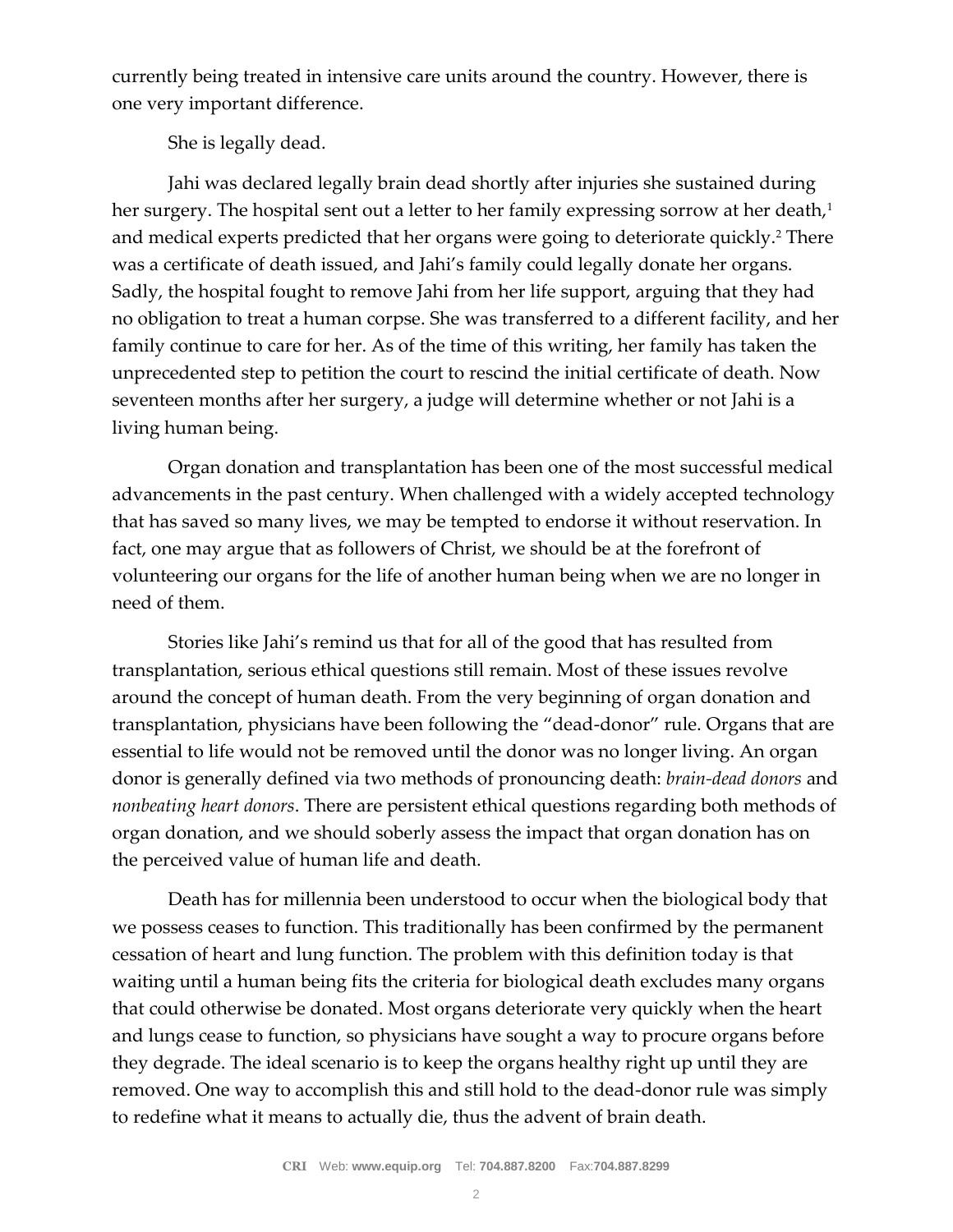currently being treated in intensive care units around the country. However, there is one very important difference.

She is legally dead.

Jahi was declared legally brain dead shortly after injuries she sustained during her surgery. The hospital sent out a letter to her family expressing sorrow at her death,[1] and medical experts predicted that her organs were going to deteriorate quickly.[2] There was a certificate of death issued, and Jahi's family could legally donate her organs. Sadly, the hospital fought to remove Jahi from her life support, arguing that they had no obligation to treat a human corpse. She was transferred to a different facility, and her family continue to care for her. As of the time of this writing, her family has taken the unprecedented step to petition the court to rescind the initial certificate of death. Now seventeen months after her surgery, a judge will determine whether or not Jahi is a living human being.

Organ donation and transplantation has been one of the most successful medical advancements in the past century. When challenged with a widely accepted technology that has saved so many lives, we may be tempted to endorse it without reservation. In fact, one may argue that as followers of Christ, we should be at the forefront of volunteering our organs for the life of another human being when we are no longer in need of them.

Stories like Jahi's remind us that for all of the good that has resulted from transplantation, serious ethical questions still remain. Most of these issues revolve around the concept of human death. From the very beginning of organ donation and transplantation, physicians have been following the "dead-donor" rule. Organs that are essential to life would not be removed until the donor was no longer living. An organ donor is generally defined via two methods of pronouncing death: *brain-dead donors* and *nonbeating heart donors*. There are persistent ethical questions regarding both methods of organ donation, and we should soberly assess the impact that organ donation has on the perceived value of human life and death.

Death has for millennia been understood to occur when the biological body that we possess ceases to function. This traditionally has been confirmed by the permanent cessation of heart and lung function. The problem with this definition today is that waiting until a human being fits the criteria for biological death excludes many organs that could otherwise be donated. Most organs deteriorate very quickly when the heart and lungs cease to function, so physicians have sought a way to procure organs before they degrade. The ideal scenario is to keep the organs healthy right up until they are removed. One way to accomplish this and still hold to the dead-donor rule was simply to redefine what it means to actually die, thus the advent of brain death.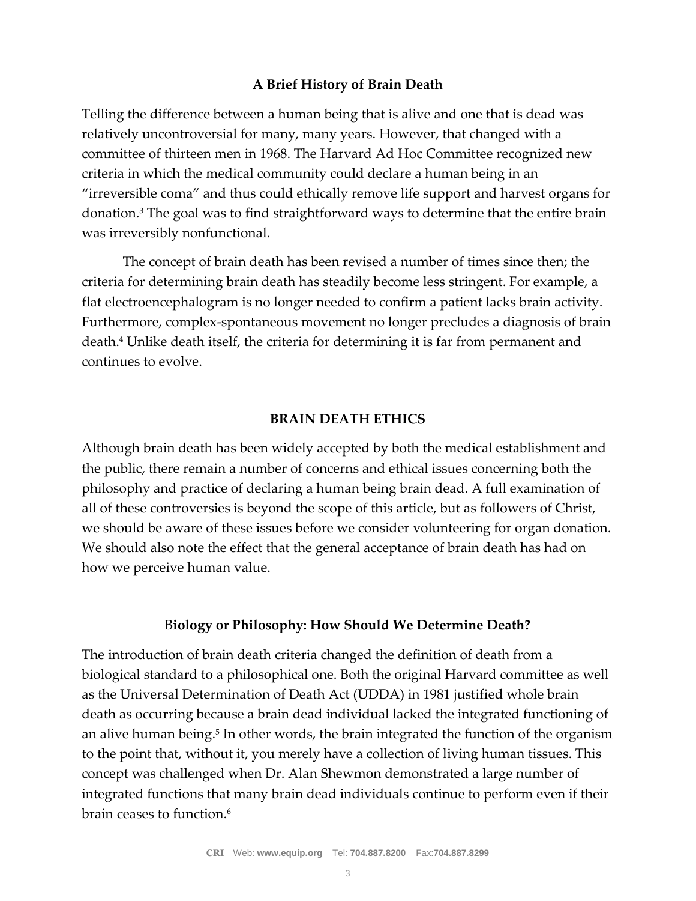## A Brief History of Brain Death

Telling the difference between a human being that is alive and one that is dead was relatively uncontroversial for many, many years. However, that changed with a committee of thirteen men in 1968. The Harvard Ad Hoc Committee recognized new criteria in which the medical community could declare a human being in an "irreversible coma" and thus could ethically remove life support and harvest organs for donation.[3] The goal was to find straightforward ways to determine that the entire brain was irreversibly nonfunctional.

The concept of brain death has been revised a number of times since then; the criteria for determining brain death has steadily become less stringent. For example, a flat electroencephalogram is no longer needed to confirm a patient lacks brain activity. Furthermore, complex-spontaneous movement no longer precludes a diagnosis of brain death.[4] Unlike death itself, the criteria for determining it is far from permanent and continues to evolve.

## BRAIN DEATH ETHICS

Although brain death has been widely accepted by both the medical establishment and the public, there remain a number of concerns and ethical issues concerning both the philosophy and practice of declaring a human being brain dead. A full examination of all of these controversies is beyond the scope of this article, but as followers of Christ, we should be aware of these issues before we consider volunteering for organ donation. We should also note the effect that the general acceptance of brain death has had on how we perceive human value.

### Biology or Philosophy: How Should We Determine Death?

The introduction of brain death criteria changed the definition of death from a biological standard to a philosophical one. Both the original Harvard committee as well as the Universal Determination of Death Act (UDDA) in 1981 justified whole brain death as occurring because a brain dead individual lacked the integrated functioning of an alive human being.[5] In other words, the brain integrated the function of the organism to the point that, without it, you merely have a collection of living human tissues. This concept was challenged when Dr. Alan Shewmon demonstrated a large number of integrated functions that many brain dead individuals continue to perform even if their brain ceases to function.[6]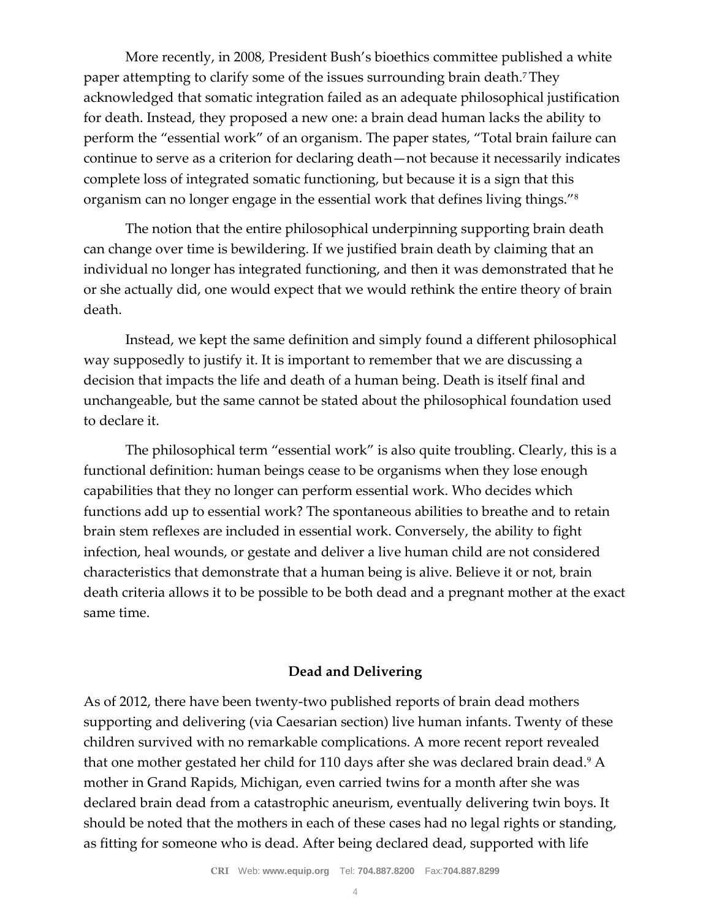More recently, in 2008, President Bush's bioethics committee published a white paper attempting to clarify some of the issues surrounding brain death.[7] They acknowledged that somatic integration failed as an adequate philosophical justification for death. Instead, they proposed a new one: a brain dead human lacks the ability to perform the "essential work" of an organism. The paper states, "Total brain failure can continue to serve as a criterion for declaring death—not because it necessarily indicates complete loss of integrated somatic functioning, but because it is a sign that this organism can no longer engage in the essential work that defines living things."[8]

The notion that the entire philosophical underpinning supporting brain death can change over time is bewildering. If we justified brain death by claiming that an individual no longer has integrated functioning, and then it was demonstrated that he or she actually did, one would expect that we would rethink the entire theory of brain death.

Instead, we kept the same definition and simply found a different philosophical way supposedly to justify it. It is important to remember that we are discussing a decision that impacts the life and death of a human being. Death is itself final and unchangeable, but the same cannot be stated about the philosophical foundation used to declare it.

The philosophical term "essential work" is also quite troubling. Clearly, this is a functional definition: human beings cease to be organisms when they lose enough capabilities that they no longer can perform essential work. Who decides which functions add up to essential work? The spontaneous abilities to breathe and to retain brain stem reflexes are included in essential work. Conversely, the ability to fight infection, heal wounds, or gestate and deliver a live human child are not considered characteristics that demonstrate that a human being is alive. Believe it or not, brain death criteria allows it to be possible to be both dead and a pregnant mother at the exact same time.

### Dead and Delivering

As of 2012, there have been twenty-two published reports of brain dead mothers supporting and delivering (via Caesarian section) live human infants. Twenty of these children survived with no remarkable complications. A more recent report revealed that one mother gestated her child for 110 days after she was declared brain dead.[9] A mother in Grand Rapids, Michigan, even carried twins for a month after she was declared brain dead from a catastrophic aneurism, eventually delivering twin boys. It should be noted that the mothers in each of these cases had no legal rights or standing, as fitting for someone who is dead. After being declared dead, supported with life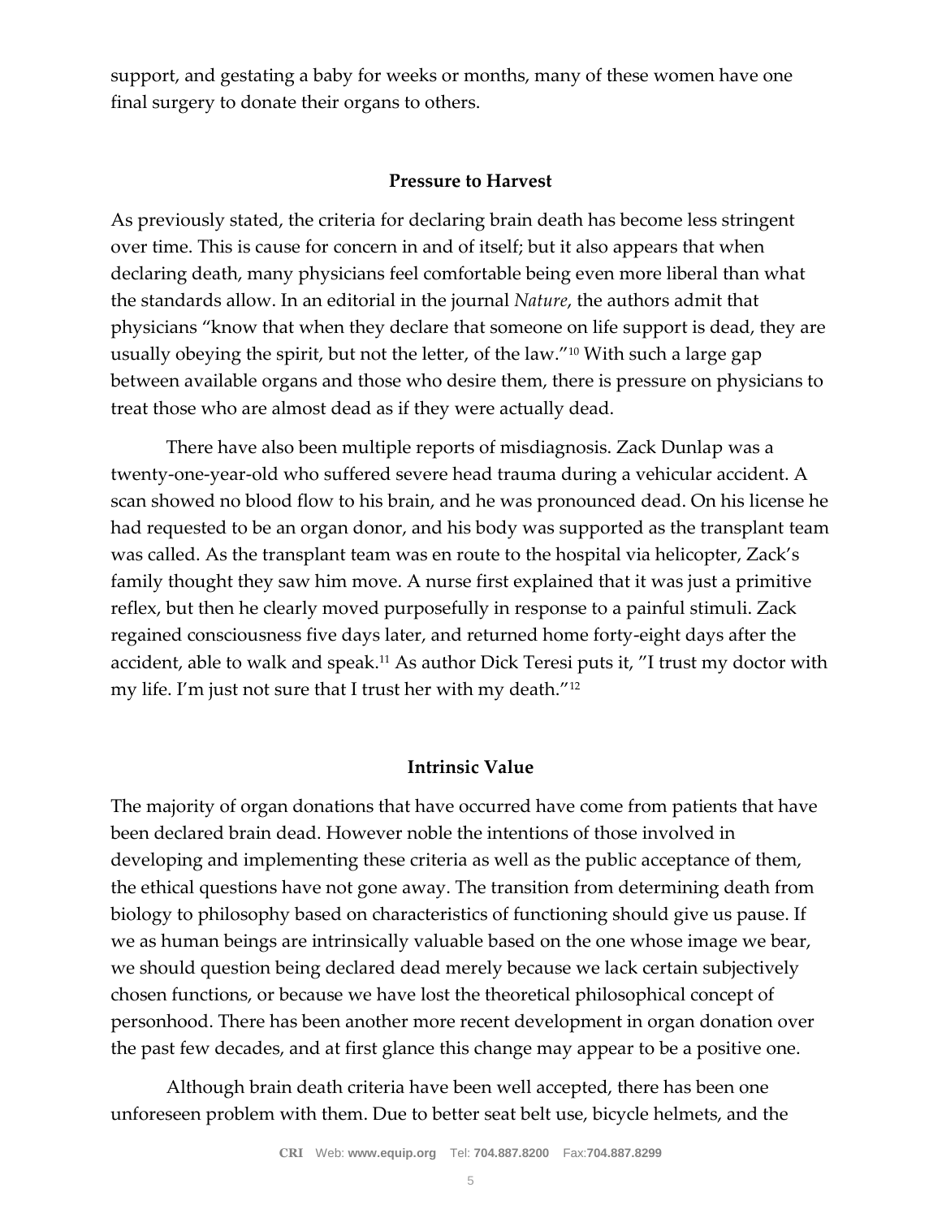support, and gestating a baby for weeks or months, many of these women have one final surgery to donate their organs to others.

### Pressure to Harvest

As previously stated, the criteria for declaring brain death has become less stringent over time. This is cause for concern in and of itself; but it also appears that when declaring death, many physicians feel comfortable being even more liberal than what the standards allow. In an editorial in the journal *Nature*, the authors admit that physicians "know that when they declare that someone on life support is dead, they are usually obeying the spirit, but not the letter, of the law."[10] With such a large gap between available organs and those who desire them, there is pressure on physicians to treat those who are almost dead as if they were actually dead.

There have also been multiple reports of misdiagnosis. Zack Dunlap was a twenty-one-year-old who suffered severe head trauma during a vehicular accident. A scan showed no blood flow to his brain, and he was pronounced dead. On his license he had requested to be an organ donor, and his body was supported as the transplant team was called. As the transplant team was en route to the hospital via helicopter, Zack's family thought they saw him move. A nurse first explained that it was just a primitive reflex, but then he clearly moved purposefully in response to a painful stimuli. Zack regained consciousness five days later, and returned home forty-eight days after the accident, able to walk and speak.[11] As author Dick Teresi puts it, "I trust my doctor with my life. I'm just not sure that I trust her with my death."[12]

### Intrinsic Value

The majority of organ donations that have occurred have come from patients that have been declared brain dead. However noble the intentions of those involved in developing and implementing these criteria as well as the public acceptance of them, the ethical questions have not gone away. The transition from determining death from biology to philosophy based on characteristics of functioning should give us pause. If we as human beings are intrinsically valuable based on the one whose image we bear, we should question being declared dead merely because we lack certain subjectively chosen functions, or because we have lost the theoretical philosophical concept of personhood. There has been another more recent development in organ donation over the past few decades, and at first glance this change may appear to be a positive one.

Although brain death criteria have been well accepted, there has been one unforeseen problem with them. Due to better seat belt use, bicycle helmets, and the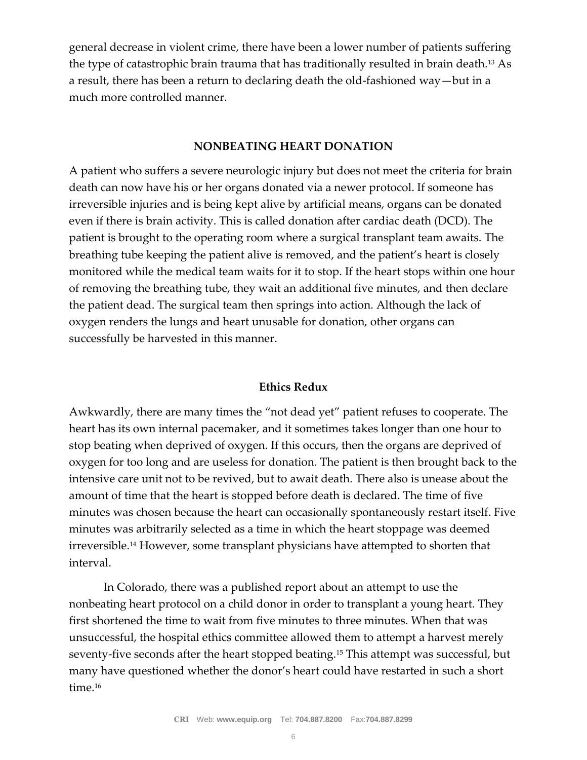general decrease in violent crime, there have been a lower number of patients suffering the type of catastrophic brain trauma that has traditionally resulted in brain death.[13] As a result, there has been a return to declaring death the old-fashioned way—but in a much more controlled manner.

## NONBEATING HEART DONATION

A patient who suffers a severe neurologic injury but does not meet the criteria for brain death can now have his or her organs donated via a newer protocol. If someone has irreversible injuries and is being kept alive by artificial means, organs can be donated even if there is brain activity. This is called donation after cardiac death (DCD). The patient is brought to the operating room where a surgical transplant team awaits. The breathing tube keeping the patient alive is removed, and the patient's heart is closely monitored while the medical team waits for it to stop. If the heart stops within one hour of removing the breathing tube, they wait an additional five minutes, and then declare the patient dead. The surgical team then springs into action. Although the lack of oxygen renders the lungs and heart unusable for donation, other organs can successfully be harvested in this manner.

### Ethics Redux

Awkwardly, there are many times the "not dead yet" patient refuses to cooperate. The heart has its own internal pacemaker, and it sometimes takes longer than one hour to stop beating when deprived of oxygen. If this occurs, then the organs are deprived of oxygen for too long and are useless for donation. The patient is then brought back to the intensive care unit not to be revived, but to await death. There also is unease about the amount of time that the heart is stopped before death is declared. The time of five minutes was chosen because the heart can occasionally spontaneously restart itself. Five minutes was arbitrarily selected as a time in which the heart stoppage was deemed irreversible.[14] However, some transplant physicians have attempted to shorten that interval.

In Colorado, there was a published report about an attempt to use the nonbeating heart protocol on a child donor in order to transplant a young heart. They first shortened the time to wait from five minutes to three minutes. When that was unsuccessful, the hospital ethics committee allowed them to attempt a harvest merely seventy-five seconds after the heart stopped beating.[15] This attempt was successful, but many have questioned whether the donor's heart could have restarted in such a short time.[16]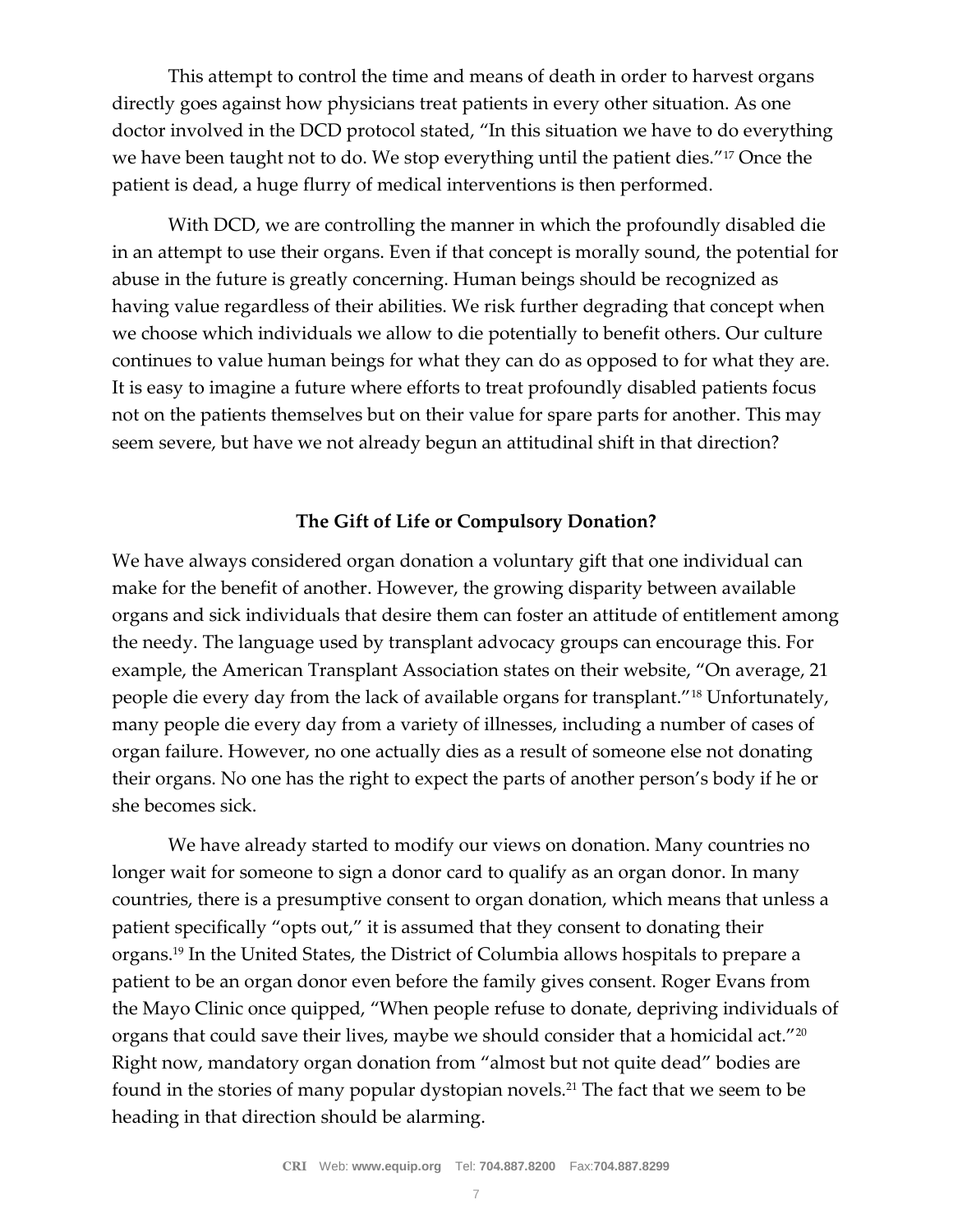This attempt to control the time and means of death in order to harvest organs directly goes against how physicians treat patients in every other situation. As one doctor involved in the DCD protocol stated, "In this situation we have to do everything we have been taught not to do. We stop everything until the patient dies."[17] Once the patient is dead, a huge flurry of medical interventions is then performed.

With DCD, we are controlling the manner in which the profoundly disabled die in an attempt to use their organs. Even if that concept is morally sound, the potential for abuse in the future is greatly concerning. Human beings should be recognized as having value regardless of their abilities. We risk further degrading that concept when we choose which individuals we allow to die potentially to benefit others. Our culture continues to value human beings for what they can do as opposed to for what they are. It is easy to imagine a future where efforts to treat profoundly disabled patients focus not on the patients themselves but on their value for spare parts for another. This may seem severe, but have we not already begun an attitudinal shift in that direction?

### The Gift of Life or Compulsory Donation?

We have always considered organ donation a voluntary gift that one individual can make for the benefit of another. However, the growing disparity between available organs and sick individuals that desire them can foster an attitude of entitlement among the needy. The language used by transplant advocacy groups can encourage this. For example, the American Transplant Association states on their website, "On average, 21 people die every day from the lack of available organs for transplant."[18] Unfortunately, many people die every day from a variety of illnesses, including a number of cases of organ failure. However, no one actually dies as a result of someone else not donating their organs. No one has the right to expect the parts of another person's body if he or she becomes sick.

We have already started to modify our views on donation. Many countries no longer wait for someone to sign a donor card to qualify as an organ donor. In many countries, there is a presumptive consent to organ donation, which means that unless a patient specifically "opts out," it is assumed that they consent to donating their organs.[19] In the United States, the District of Columbia allows hospitals to prepare a patient to be an organ donor even before the family gives consent. Roger Evans from the Mayo Clinic once quipped, "When people refuse to donate, depriving individuals of organs that could save their lives, maybe we should consider that a homicidal act."[20] Right now, mandatory organ donation from "almost but not quite dead" bodies are found in the stories of many popular dystopian novels.[21] The fact that we seem to be heading in that direction should be alarming.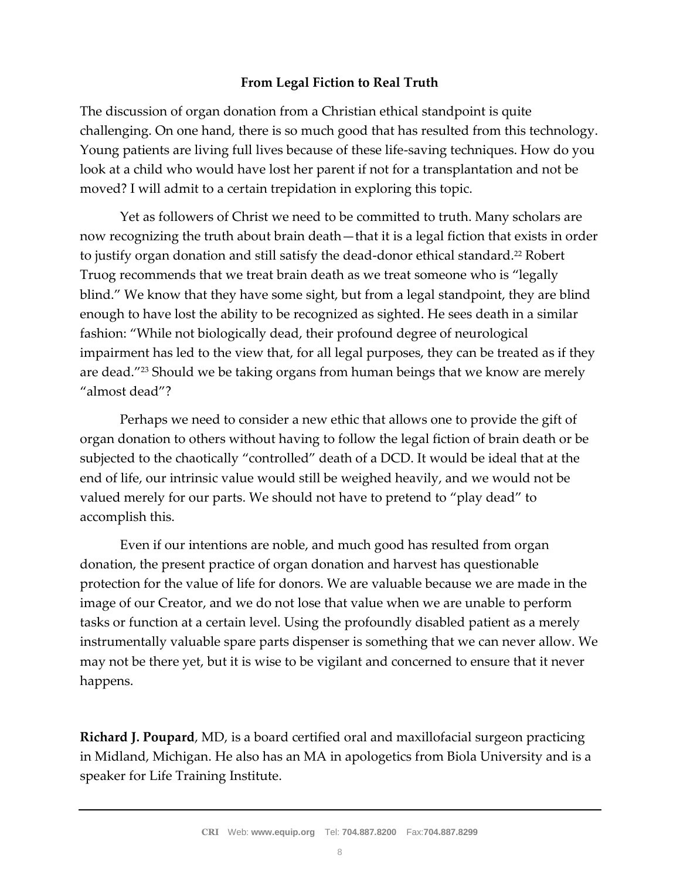**From Legal Fiction to Real Truth**

The discussion of organ donation from a Christian ethical standpoint is quite challenging. On one hand, there is so much good that has resulted from this technology. Young patients are living full lives because of these life-saving techniques. How do you look at a child who would have lost her parent if not for a transplantation and not be moved? I will admit to a certain trepidation in exploring this topic.

Yet as followers of Christ we need to be committed to truth. Many scholars are now recognizing the truth about brain death—that it is a legal fiction that exists in order to justify organ donation and still satisfy the dead-donor ethical standard.[22] Robert Truog recommends that we treat brain death as we treat someone who is "legally blind." We know that they have some sight, but from a legal standpoint, they are blind enough to have lost the ability to be recognized as sighted. He sees death in a similar fashion: "While not biologically dead, their profound degree of neurological impairment has led to the view that, for all legal purposes, they can be treated as if they are dead."[23] Should we be taking organs from human beings that we know are merely "almost dead"?

Perhaps we need to consider a new ethic that allows one to provide the gift of organ donation to others without having to follow the legal fiction of brain death or be subjected to the chaotically "controlled" death of a DCD. It would be ideal that at the end of life, our intrinsic value would still be weighed heavily, and we would not be valued merely for our parts. We should not have to pretend to "play dead" to accomplish this.

Even if our intentions are noble, and much good has resulted from organ donation, the present practice of organ donation and harvest has questionable protection for the value of life for donors. We are valuable because we are made in the image of our Creator, and we do not lose that value when we are unable to perform tasks or function at a certain level. Using the profoundly disabled patient as a merely instrumentally valuable spare parts dispenser is something that we can never allow. We may not be there yet, but it is wise to be vigilant and concerned to ensure that it never happens.

**Richard J. Poupard**, MD, is a board certified oral and maxillofacial surgeon practicing in Midland, Michigan. He also has an MA in apologetics from Biola University and is a speaker for Life Training Institute.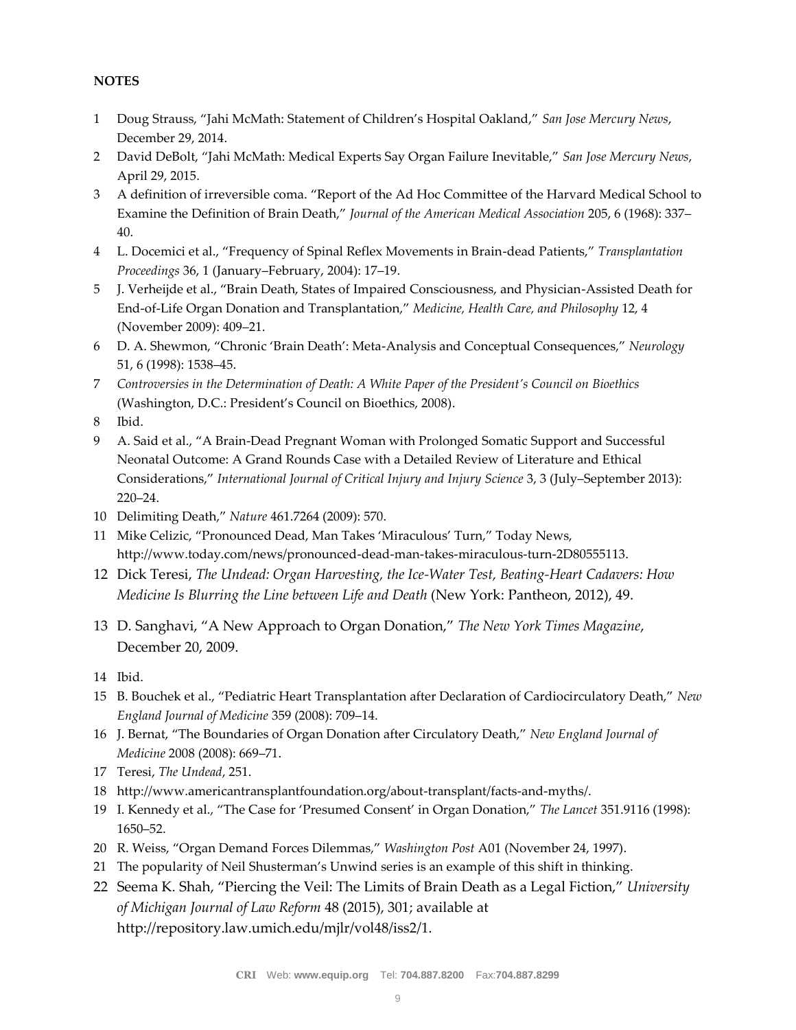**NOTES**

1. Doug Strauss, "Jahi McMath: Statement of Children's Hospital Oakland," *San Jose Mercury News*, December 29, 2014.
2. David DeBolt, "Jahi McMath: Medical Experts Say Organ Failure Inevitable," *San Jose Mercury News*, April 29, 2015.
3. A definition of irreversible coma. "Report of the Ad Hoc Committee of the Harvard Medical School to Examine the Definition of Brain Death," *Journal of the American Medical Association* 205, 6 (1968): 337–40.
4. L. Docemici et al., "Frequency of Spinal Reflex Movements in Brain-dead Patients," *Transplantation Proceedings* 36, 1 (January–February, 2004): 17–19.
5. J. Verheijde et al., "Brain Death, States of Impaired Consciousness, and Physician-Assisted Death for End-of-Life Organ Donation and Transplantation," *Medicine, Health Care, and Philosophy* 12, 4 (November 2009): 409–21.
6. D. A. Shewmon, "Chronic 'Brain Death': Meta-Analysis and Conceptual Consequences," *Neurology* 51, 6 (1998): 1538–45.
7. *Controversies in the Determination of Death: A White Paper of the President's Council on Bioethics* (Washington, D.C.: President's Council on Bioethics, 2008).
8. Ibid.
9. A. Said et al., "A Brain-Dead Pregnant Woman with Prolonged Somatic Support and Successful Neonatal Outcome: A Grand Rounds Case with a Detailed Review of Literature and Ethical Considerations," *International Journal of Critical Injury and Injury Science* 3, 3 (July–September 2013): 220–24.
10. Delimiting Death," *Nature* 461.7264 (2009): 570.
11. Mike Celizic, "Pronounced Dead, Man Takes 'Miraculous' Turn," Today News, http://www.today.com/news/pronounced-dead-man-takes-miraculous-turn-2D80555113.
12. Dick Teresi, *The Undead: Organ Harvesting, the Ice-Water Test, Beating-Heart Cadavers: How Medicine Is Blurring the Line between Life and Death* (New York: Pantheon, 2012), 49.
13. D. Sanghavi, "A New Approach to Organ Donation," *The New York Times Magazine*, December 20, 2009.
14. Ibid.
15. B. Bouchek et al., "Pediatric Heart Transplantation after Declaration of Cardiocirculatory Death," *New England Journal of Medicine* 359 (2008): 709–14.
16. J. Bernat, "The Boundaries of Organ Donation after Circulatory Death," *New England Journal of Medicine* 2008 (2008): 669–71.
17. Teresi, *The Undead*, 251.
18. http://www.americantransplantfoundation.org/about-transplant/facts-and-myths/.
19. I. Kennedy et al., "The Case for 'Presumed Consent' in Organ Donation," *The Lancet* 351.9116 (1998): 1650–52.
20. R. Weiss, "Organ Demand Forces Dilemmas," *Washington Post* A01 (November 24, 1997).
21. The popularity of Neil Shusterman's Unwind series is an example of this shift in thinking.
22. Seema K. Shah, "Piercing the Veil: The Limits of Brain Death as a Legal Fiction," *University of Michigan Journal of Law Reform* 48 (2015), 301; available at http://repository.law.umich.edu/mjlr/vol48/iss2/1.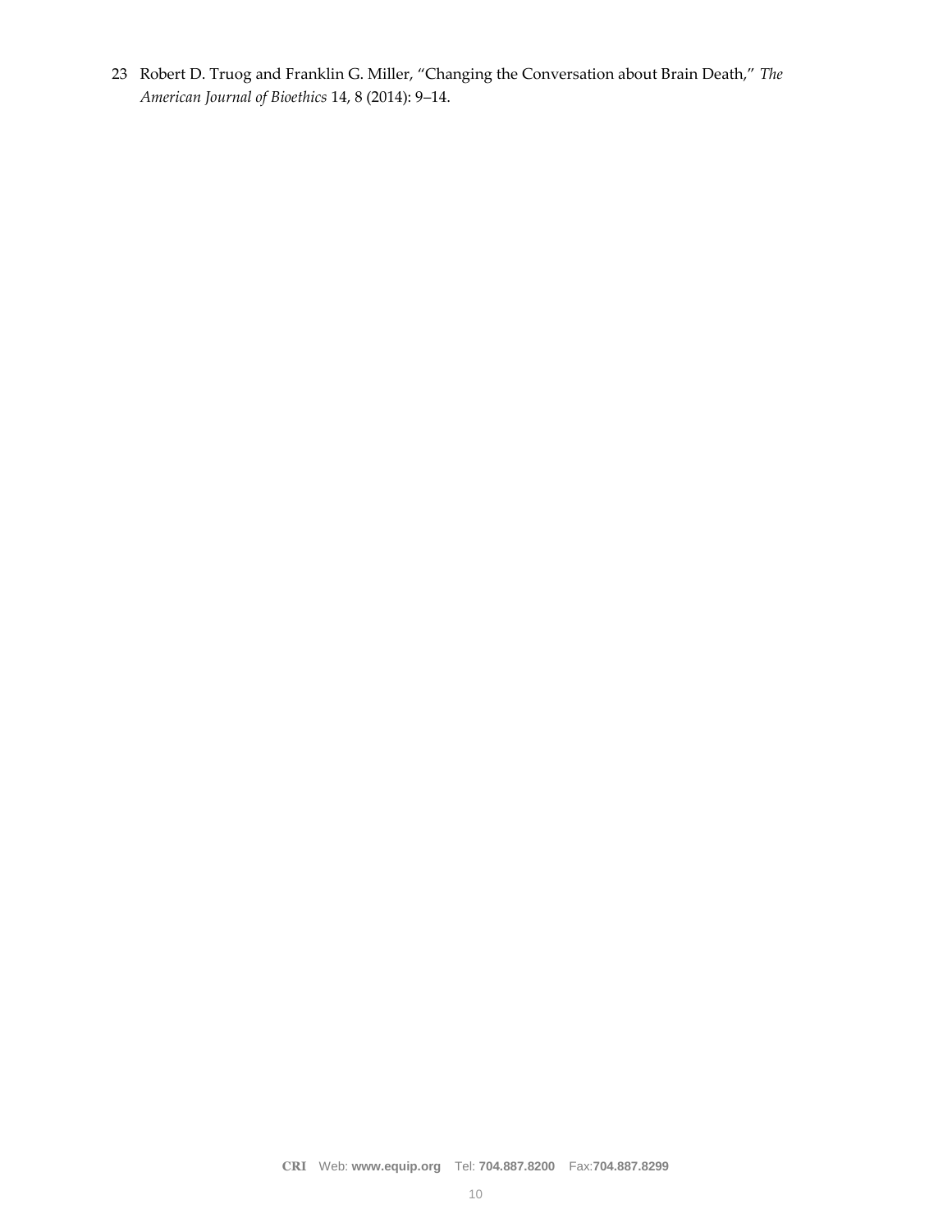23 Robert D. Truog and Franklin G. Miller, "Changing the Conversation about Brain Death," *The American Journal of Bioethics* 14, 8 (2014): 9–14.